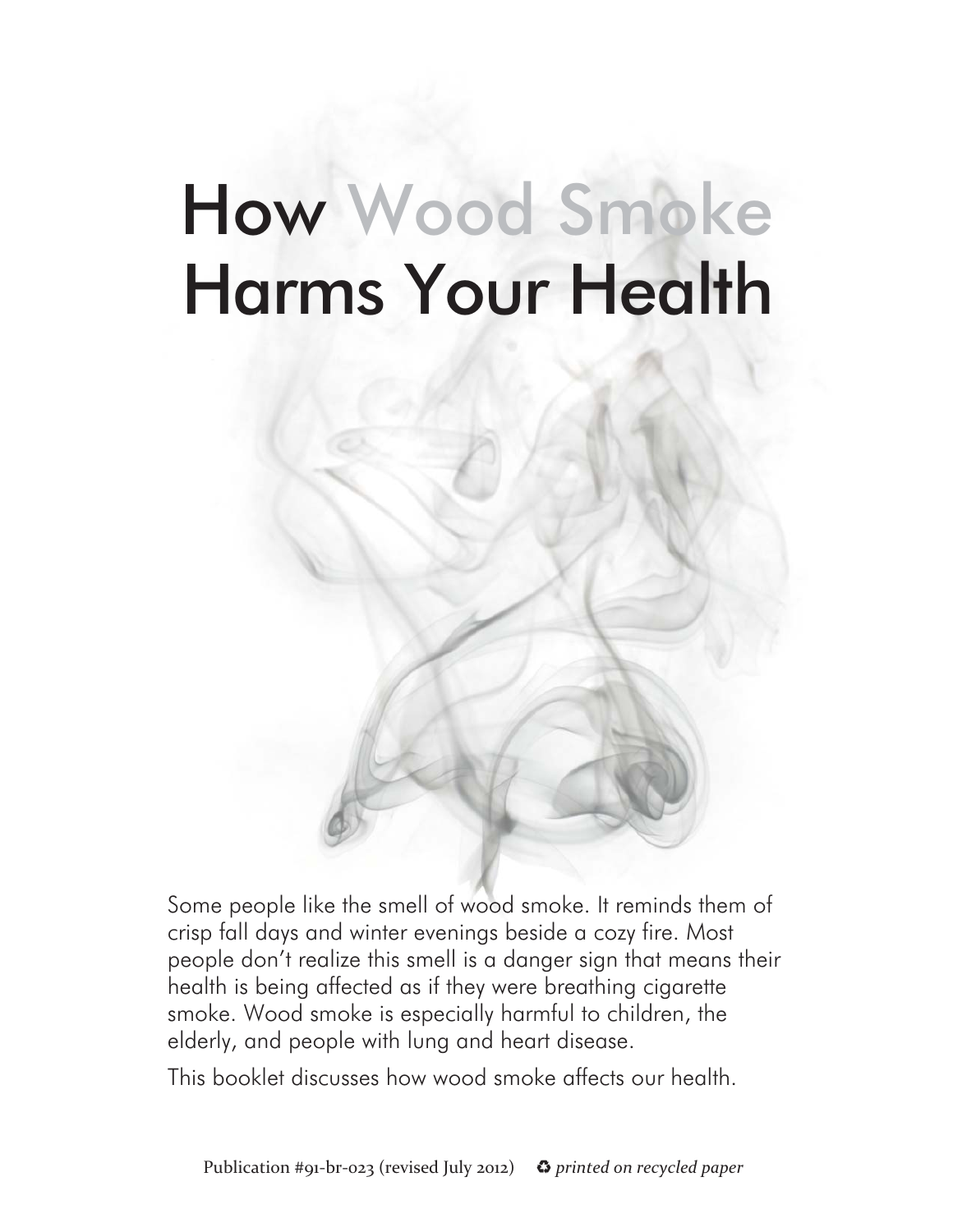# How Wood Smoke Harms Your Health

Some people like the smell of wood smoke. It reminds them of crisp fall days and winter evenings beside a cozy fire. Most people don't realize this smell is a danger sign that means their health is being affected as if they were breathing cigarette smoke. Wood smoke is especially harmful to children, the elderly, and people with lung and heart disease.

This booklet discusses how wood smoke affects our health.

Publication #91-br-023 (revised July 2012) ♻ *printed on recycled paper*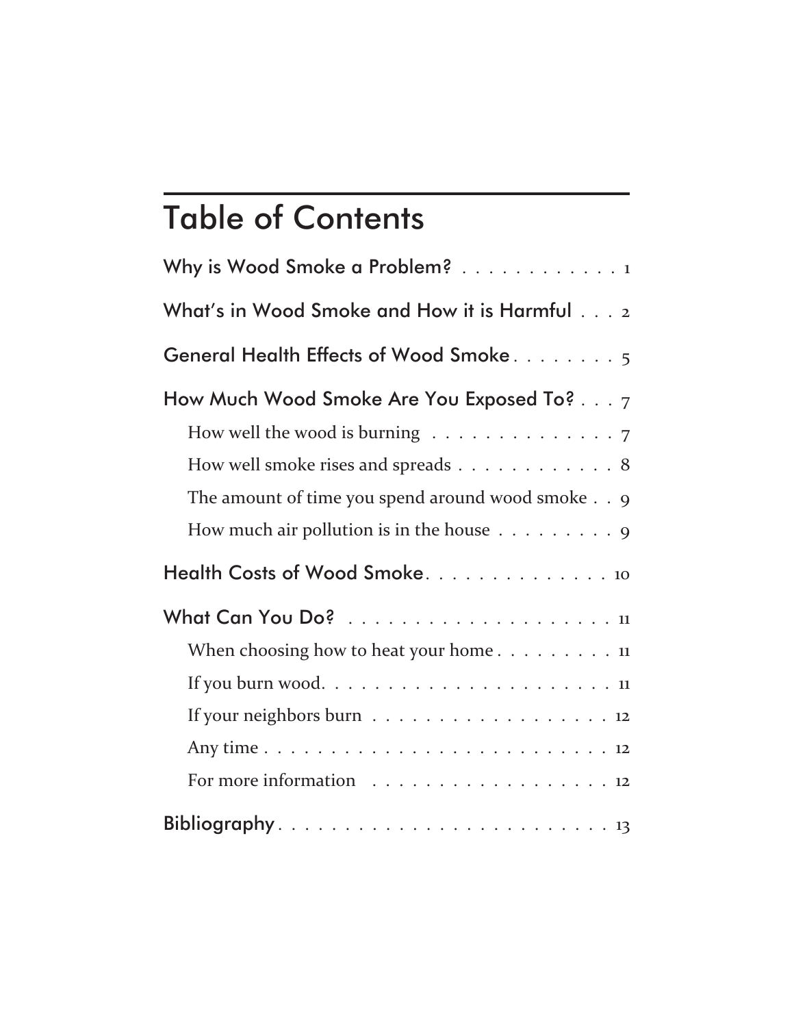# Table of Contents

Why is Wood Smoke a Problem? . . . . . . . . . . . . 1

What's in Wood Smoke and How it is Harmful . . . 2

General Health Effects of Wood Smoke . . . . . . . . 5

How Much Wood Smoke Are You Exposed To? . . . 7

- How well the wood is burning . . . . . . . . . . . . . . 7
- How well smoke rises and spreads . . . . . . . . . . . . 8
- The amount of time you spend around wood smoke . . 9
- How much air pollution is in the house . . . . . . . . . 9

Health Costs of Wood Smoke. . . . . . . . . . . . . . 10

What Can You Do? . . . . . . . . . . . . . . . . . . . . 11

- When choosing how to heat your home . . . . . . . . . 11
- If you burn wood. . . . . . . . . . . . . . . . . . . . . . 11
- If your neighbors burn . . . . . . . . . . . . . . . . . . 12
- Any time . . . . . . . . . . . . . . . . . . . . . . . . . . 12
- For more information . . . . . . . . . . . . . . . . . . 12

Bibliography . . . . . . . . . . . . . . . . . . . . . . . . 13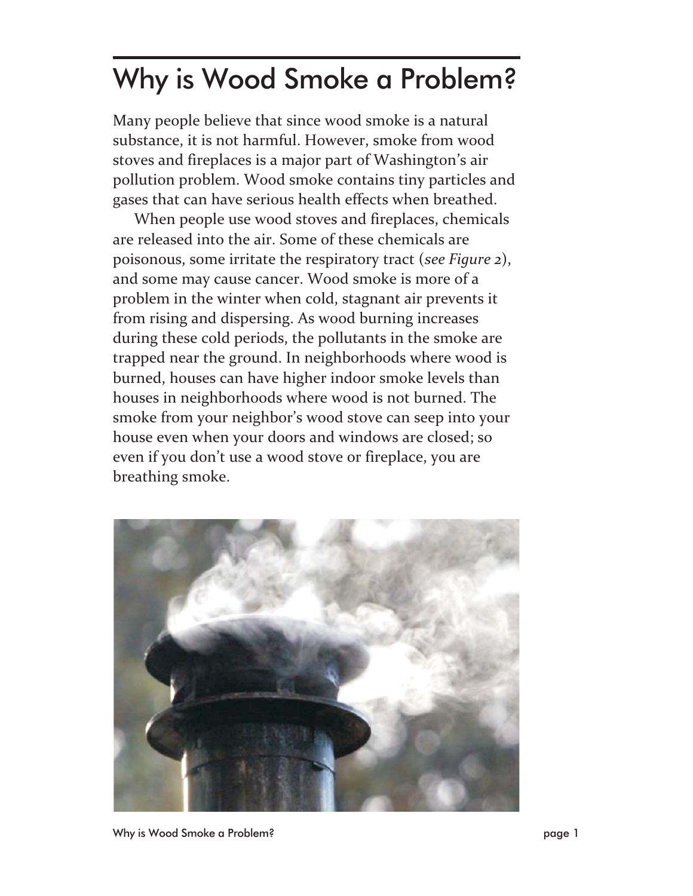# Why is Wood Smoke a Problem?

Many people believe that since wood smoke is a natural substance, it is not harmful. However, smoke from wood stoves and fireplaces is a major part of Washington's air pollution problem. Wood smoke contains tiny particles and gases that can have serious health effects when breathed.

When people use wood stoves and fireplaces, chemicals are released into the air. Some of these chemicals are poisonous, some irritate the respiratory tract (*see Figure 2*), and some may cause cancer. Wood smoke is more of a problem in the winter when cold, stagnant air prevents it from rising and dispersing. As wood burning increases during these cold periods, the pollutants in the smoke are trapped near the ground. In neighborhoods where wood is burned, houses can have higher indoor smoke levels than houses in neighborhoods where wood is not burned. The smoke from your neighbor's wood stove can seep into your house even when your doors and windows are closed; so even if you don't use a wood stove or fireplace, you are breathing smoke.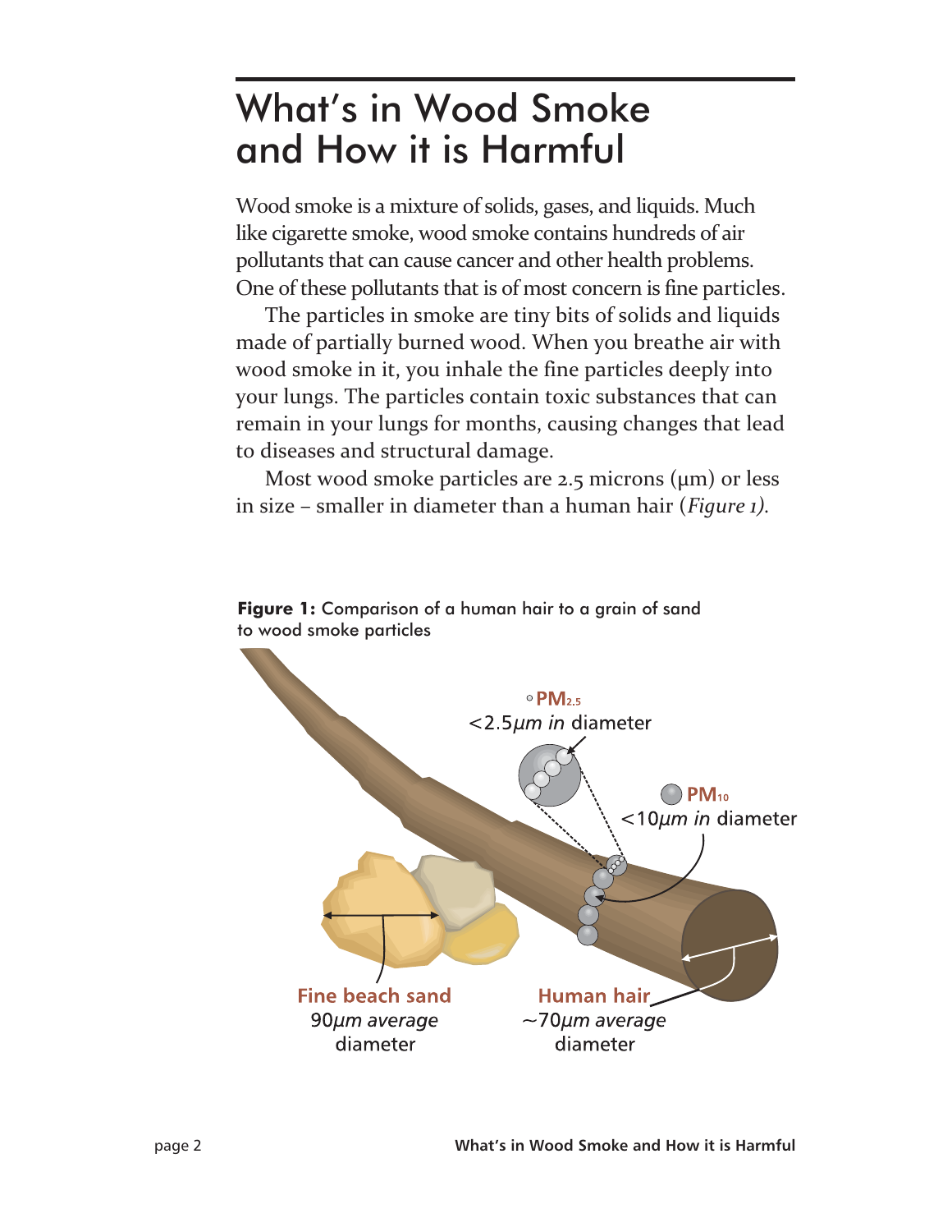# What's in Wood Smoke and How it is Harmful

Wood smoke is a mixture of solids, gases, and liquids. Much like cigarette smoke, wood smoke contains hundreds of air pollutants that can cause cancer and other health problems. One of these pollutants that is of most concern is fine particles.

The particles in smoke are tiny bits of solids and liquids made of partially burned wood. When you breathe air with wood smoke in it, you inhale the fine particles deeply into your lungs. The particles contain toxic substances that can remain in your lungs for months, causing changes that lead to diseases and structural damage.

Most wood smoke particles are 2.5 microns (μm) or less in size – smaller in diameter than a human hair (*Figure 1).*

**Figure 1:** Comparison of a human hair to a grain of sand to wood smoke particles

$PM_{2.5}$
<2.5*μm in* diameter

$PM_{10}$
<10*μm in* diameter

Fine beach sand
90*μm average* diameter

Human hair
~70*μm average* diameter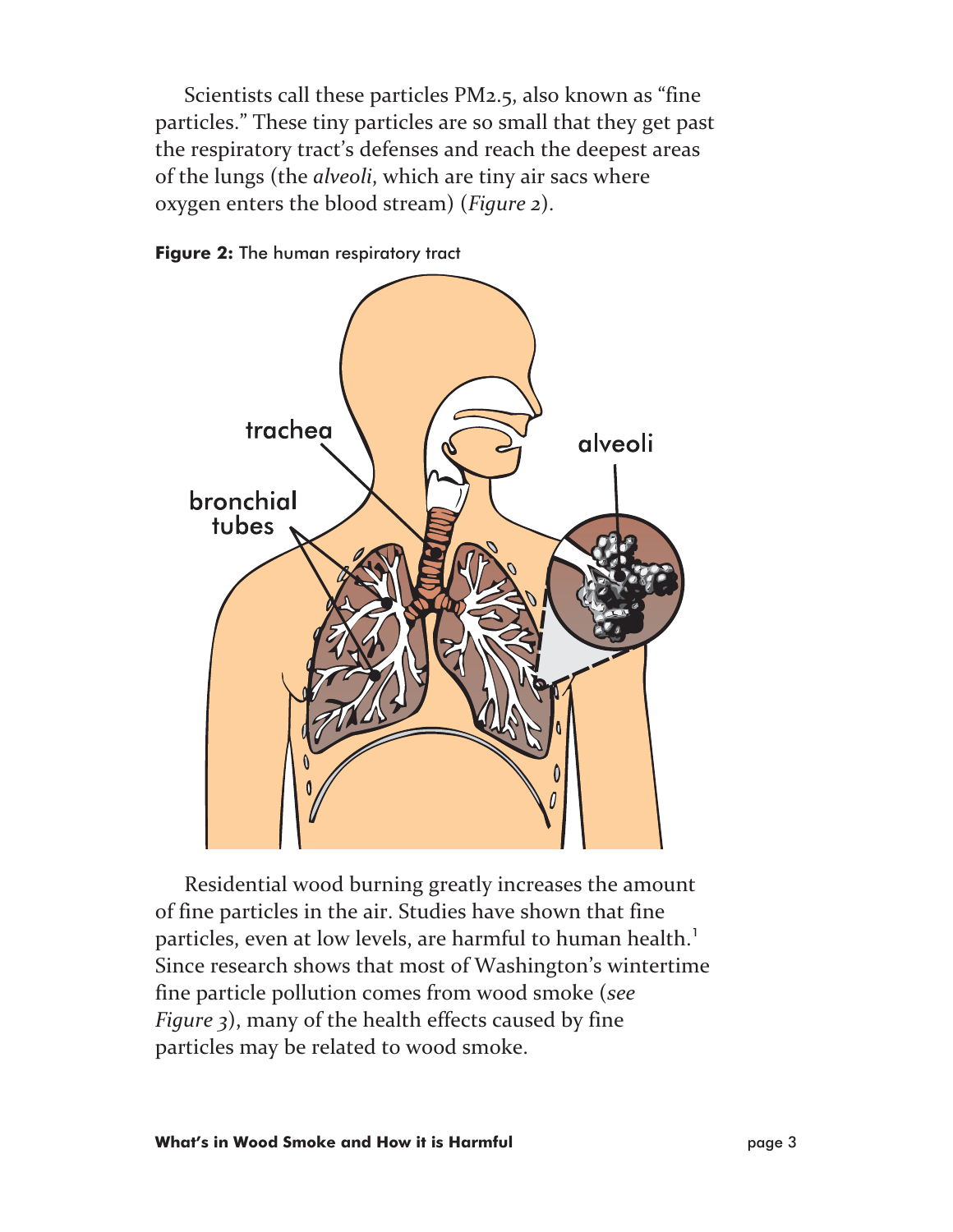Scientists call these particles PM2.5, also known as "fine particles." These tiny particles are so small that they get past the respiratory tract's defenses and reach the deepest areas of the lungs (the *alveoli*, which are tiny air sacs where oxygen enters the blood stream) (*Figure 2*).

**Figure 2:** The human respiratory tract

Residential wood burning greatly increases the amount of fine particles in the air. Studies have shown that fine particles, even at low levels, are harmful to human health.[1] Since research shows that most of Washington's wintertime fine particle pollution comes from wood smoke (*see Figure 3*), many of the health effects caused by fine particles may be related to wood smoke.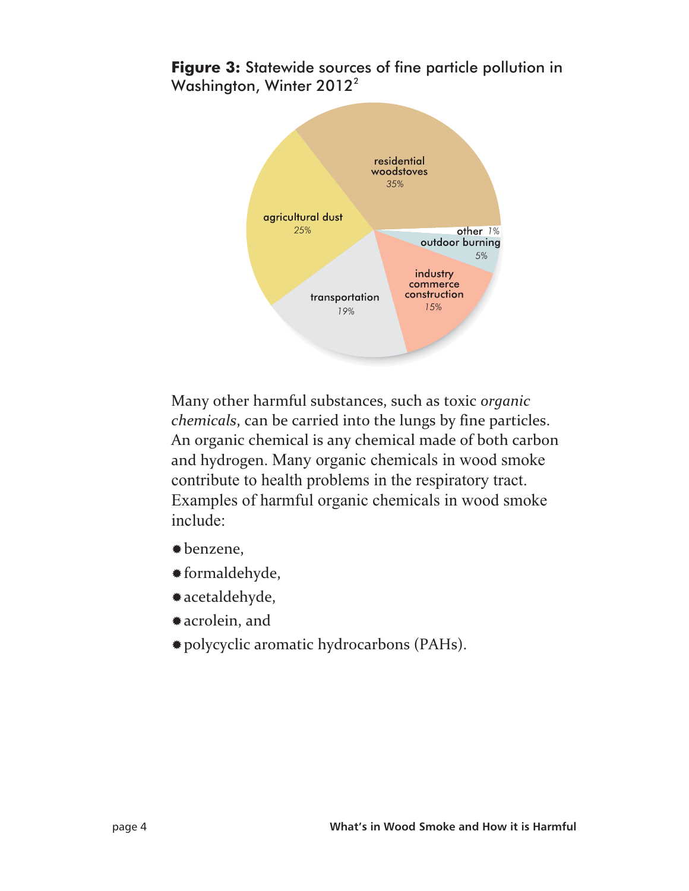**Figure 3:** Statewide sources of fine particle pollution in Washington, Winter 2012[2]

residential woodstoves 35%

agricultural dust 25%

other 1%

outdoor burning 5%

industry commerce construction 15%

transportation 19%

Many other harmful substances, such as toxic *organic chemicals*, can be carried into the lungs by fine particles. An organic chemical is any chemical made of both carbon and hydrogen. Many organic chemicals in wood smoke contribute to health problems in the respiratory tract. Examples of harmful organic chemicals in wood smoke include:

- benzene,
- formaldehyde,
- acetaldehyde,
- acrolein, and
- polycyclic aromatic hydrocarbons (PAHs).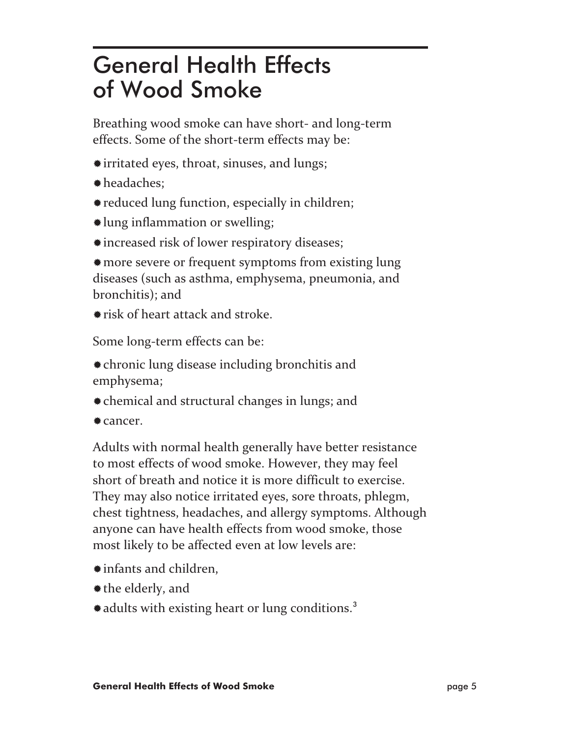# General Health Effects of Wood Smoke

Breathing wood smoke can have short- and long-term effects. Some of the short-term effects may be:

- irritated eyes, throat, sinuses, and lungs;
- headaches;
- reduced lung function, especially in children;
- lung inflammation or swelling;
- increased risk of lower respiratory diseases;
- more severe or frequent symptoms from existing lung diseases (such as asthma, emphysema, pneumonia, and bronchitis); and
- risk of heart attack and stroke.

Some long-term effects can be:

- chronic lung disease including bronchitis and emphysema;
- chemical and structural changes in lungs; and
- cancer.

Adults with normal health generally have better resistance to most effects of wood smoke. However, they may feel short of breath and notice it is more difficult to exercise. They may also notice irritated eyes, sore throats, phlegm, chest tightness, headaches, and allergy symptoms. Although anyone can have health effects from wood smoke, those most likely to be affected even at low levels are:

- infants and children,
- the elderly, and
- adults with existing heart or lung conditions.[3]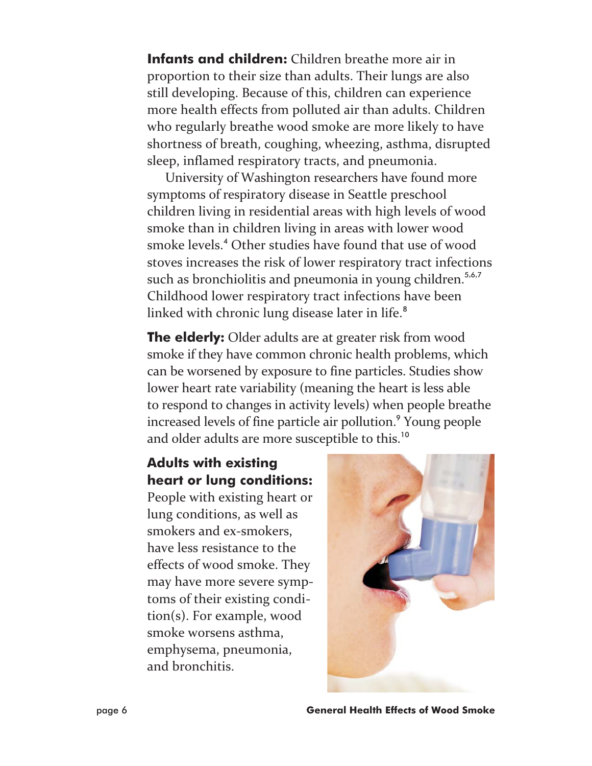**Infants and children:** Children breathe more air in proportion to their size than adults. Their lungs are also still developing. Because of this, children can experience more health effects from polluted air than adults. Children who regularly breathe wood smoke are more likely to have shortness of breath, coughing, wheezing, asthma, disrupted sleep, inflamed respiratory tracts, and pneumonia.

University of Washington researchers have found more symptoms of respiratory disease in Seattle preschool children living in residential areas with high levels of wood smoke than in children living in areas with lower wood smoke levels.[4] Other studies have found that use of wood stoves increases the risk of lower respiratory tract infections such as bronchiolitis and pneumonia in young children.[5,6,7] Childhood lower respiratory tract infections have been linked with chronic lung disease later in life.[8]

**The elderly:** Older adults are at greater risk from wood smoke if they have common chronic health problems, which can be worsened by exposure to fine particles. Studies show lower heart rate variability (meaning the heart is less able to respond to changes in activity levels) when people breathe increased levels of fine particle air pollution.[9] Young people and older adults are more susceptible to this.[10]

**Adults with existing heart or lung conditions:** People with existing heart or lung conditions, as well as smokers and ex-smokers, have less resistance to the effects of wood smoke. They may have more severe symptoms of their existing condition(s). For example, wood smoke worsens asthma, emphysema, pneumonia, and bronchitis.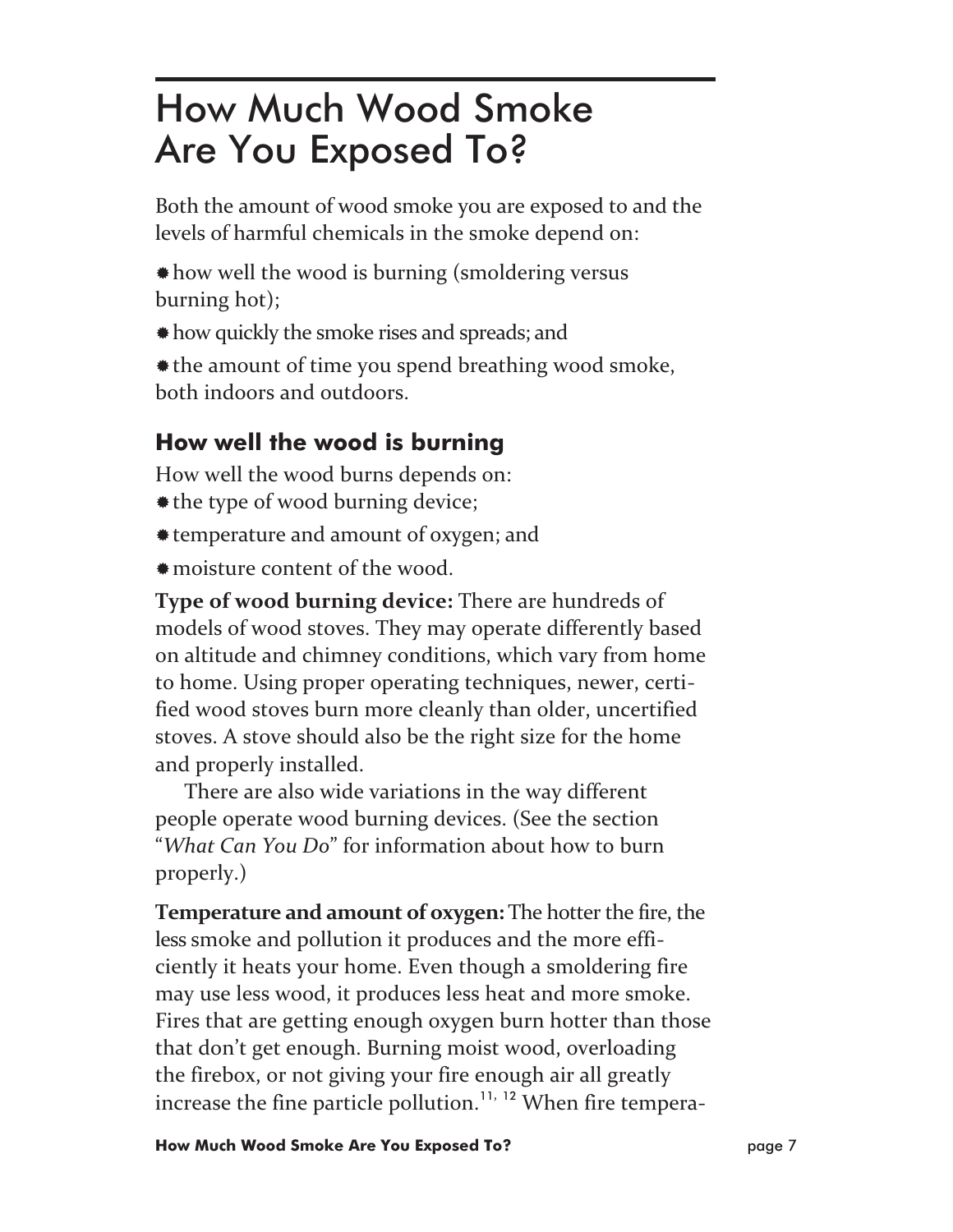# How Much Wood Smoke Are You Exposed To?

Both the amount of wood smoke you are exposed to and the levels of harmful chemicals in the smoke depend on:

- how well the wood is burning (smoldering versus burning hot);
- how quickly the smoke rises and spreads; and
- the amount of time you spend breathing wood smoke, both indoors and outdoors.

## How well the wood is burning

How well the wood burns depends on:

- the type of wood burning device;
- temperature and amount of oxygen; and
- moisture content of the wood.

**Type of wood burning device:** There are hundreds of models of wood stoves. They may operate differently based on altitude and chimney conditions, which vary from home to home. Using proper operating techniques, newer, certified wood stoves burn more cleanly than older, uncertified stoves. A stove should also be the right size for the home and properly installed.

There are also wide variations in the way different people operate wood burning devices. (See the section "*What Can You Do*" for information about how to burn properly.)

**Temperature and amount of oxygen:** The hotter the fire, the less smoke and pollution it produces and the more efficiently it heats your home. Even though a smoldering fire may use less wood, it produces less heat and more smoke. Fires that are getting enough oxygen burn hotter than those that don't get enough. Burning moist wood, overloading the firebox, or not giving your fire enough air all greatly increase the fine particle pollution.[11, 12] When fire tempera-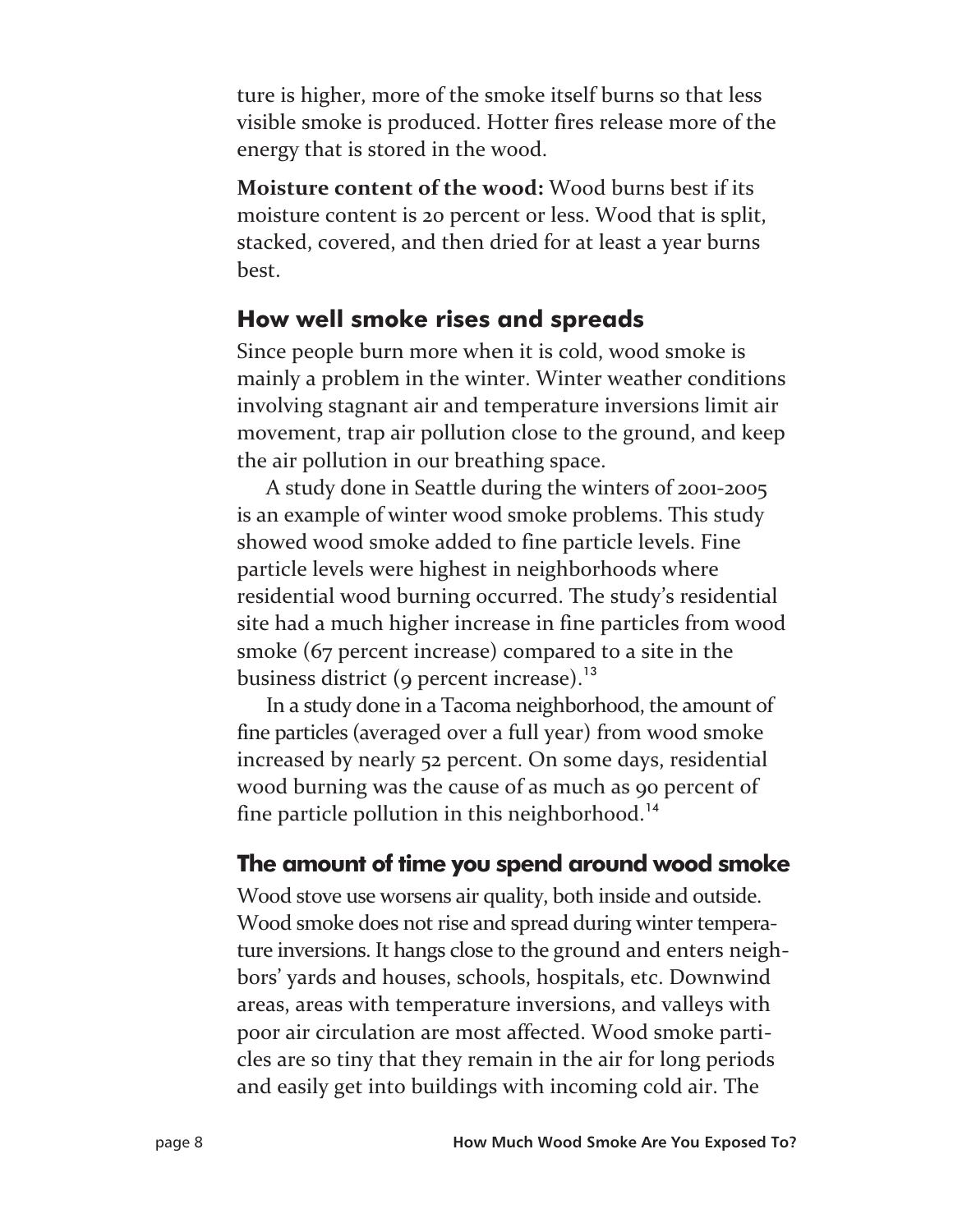ture is higher, more of the smoke itself burns so that less visible smoke is produced. Hotter fires release more of the energy that is stored in the wood.

**Moisture content of the wood:** Wood burns best if its moisture content is 20 percent or less. Wood that is split, stacked, covered, and then dried for at least a year burns best.

## How well smoke rises and spreads

Since people burn more when it is cold, wood smoke is mainly a problem in the winter. Winter weather conditions involving stagnant air and temperature inversions limit air movement, trap air pollution close to the ground, and keep the air pollution in our breathing space.

A study done in Seattle during the winters of 2001-2005 is an example of winter wood smoke problems. This study showed wood smoke added to fine particle levels. Fine particle levels were highest in neighborhoods where residential wood burning occurred. The study's residential site had a much higher increase in fine particles from wood smoke (67 percent increase) compared to a site in the business district (9 percent increase).[13]

In a study done in a Tacoma neighborhood, the amount of fine particles (averaged over a full year) from wood smoke increased by nearly 52 percent. On some days, residential wood burning was the cause of as much as 90 percent of fine particle pollution in this neighborhood.[14]

## The amount of time you spend around wood smoke

Wood stove use worsens air quality, both inside and outside. Wood smoke does not rise and spread during winter temperature inversions. It hangs close to the ground and enters neighbors' yards and houses, schools, hospitals, etc. Downwind areas, areas with temperature inversions, and valleys with poor air circulation are most affected. Wood smoke particles are so tiny that they remain in the air for long periods and easily get into buildings with incoming cold air. The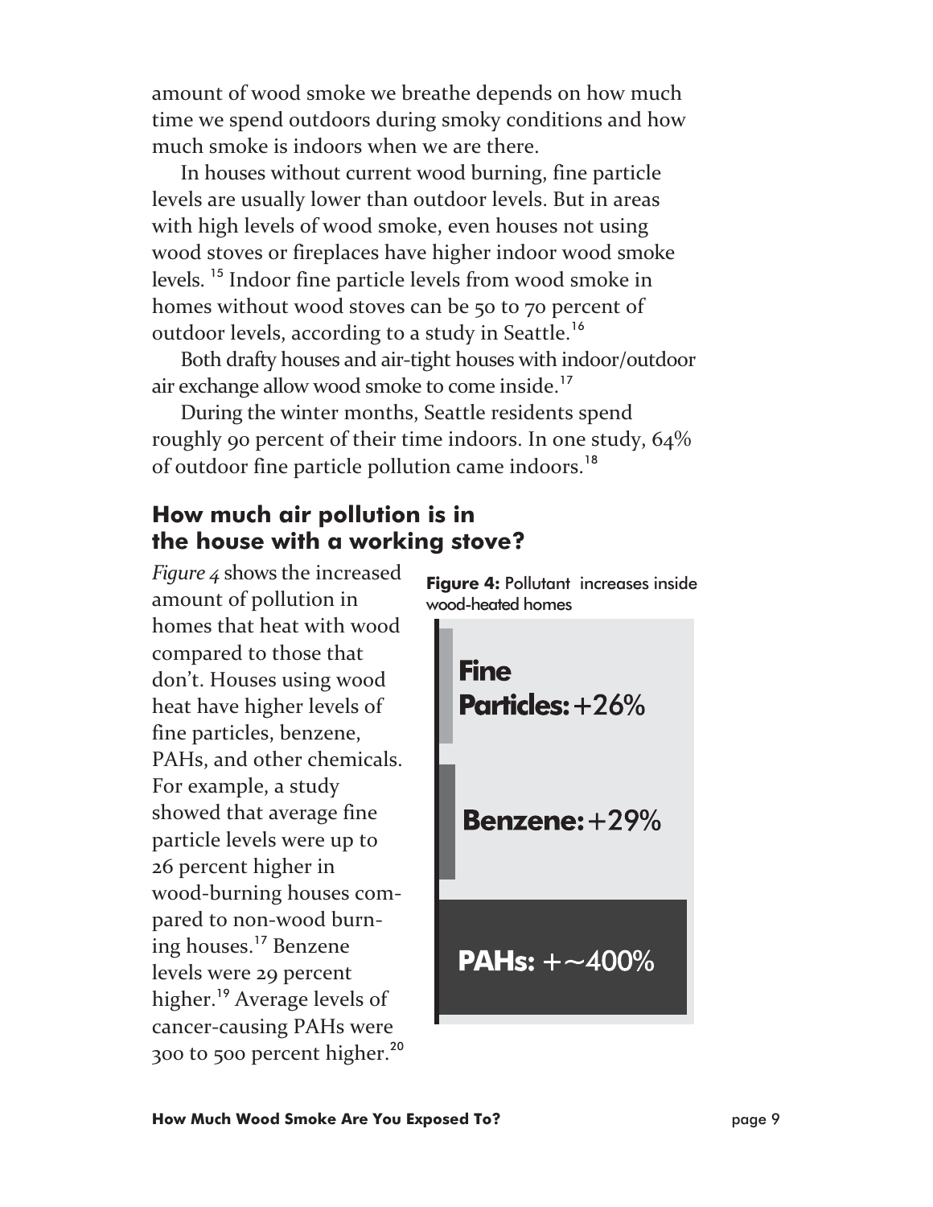amount of wood smoke we breathe depends on how much time we spend outdoors during smoky conditions and how much smoke is indoors when we are there.

In houses without current wood burning, fine particle levels are usually lower than outdoor levels. But in areas with high levels of wood smoke, even houses not using wood stoves or fireplaces have higher indoor wood smoke levels.[15] Indoor fine particle levels from wood smoke in homes without wood stoves can be 50 to 70 percent of outdoor levels, according to a study in Seattle.[16]

Both drafty houses and air-tight houses with indoor/outdoor air exchange allow wood smoke to come inside.[17]

During the winter months, Seattle residents spend roughly 90 percent of their time indoors. In one study, 64% of outdoor fine particle pollution came indoors.[18]

## How much air pollution is in the house with a working stove?

*Figure 4* shows the increased amount of pollution in homes that heat with wood compared to those that don't. Houses using wood heat have higher levels of fine particles, benzene, PAHs, and other chemicals. For example, a study showed that average fine particle levels were up to 26 percent higher in wood-burning houses compared to non-wood burning houses.[17] Benzene levels were 29 percent higher.[19] Average levels of cancer-causing PAHs were 300 to 500 percent higher.[20]

**Figure 4:** Pollutant increases inside wood-heated homes

**Fine Particles:** +26%

**Benzene:** +29%

**PAHs:** +~400%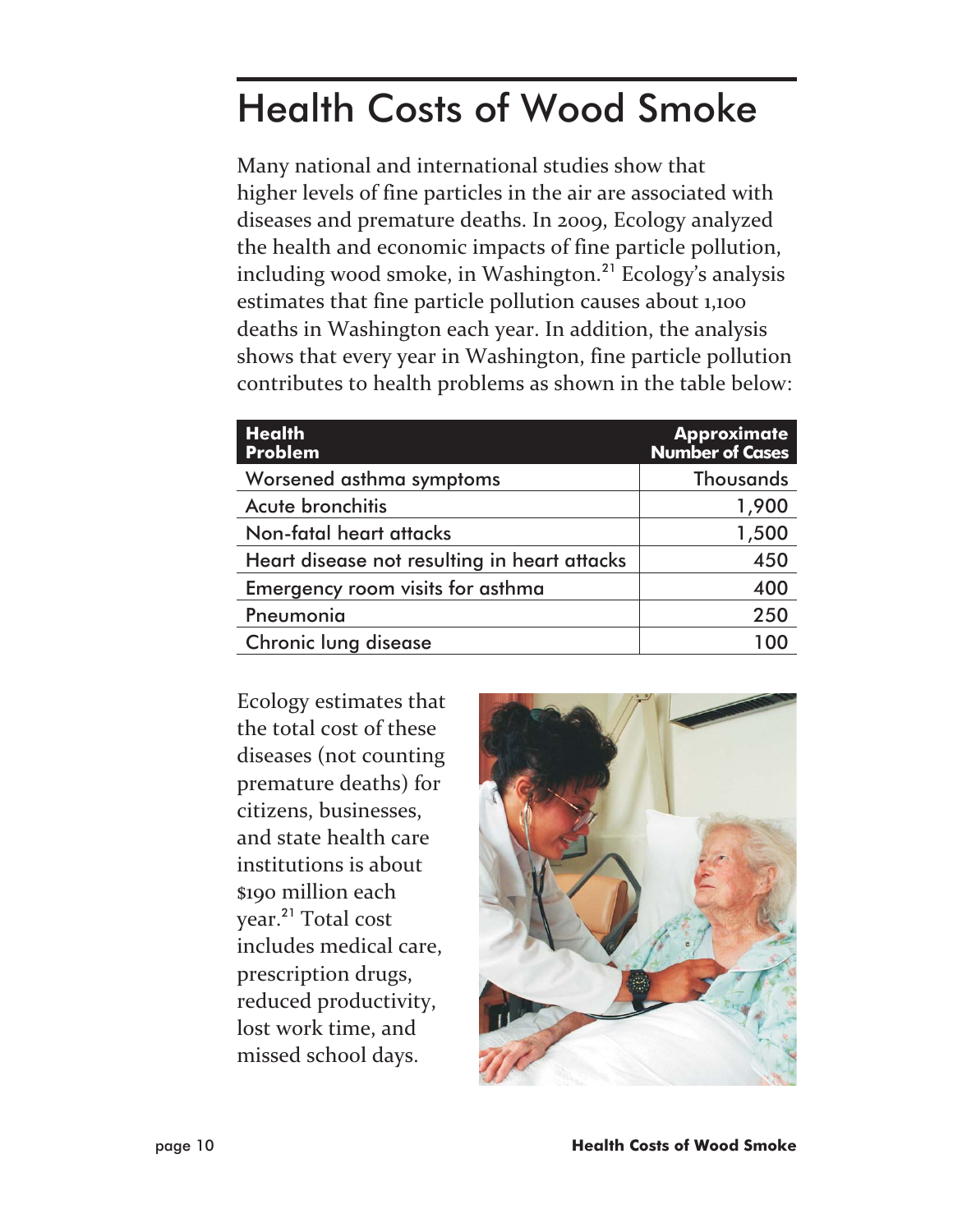# Health Costs of Wood Smoke

Many national and international studies show that higher levels of fine particles in the air are associated with diseases and premature deaths. In 2009, Ecology analyzed the health and economic impacts of fine particle pollution, including wood smoke, in Washington.[21] Ecology's analysis estimates that fine particle pollution causes about 1,100 deaths in Washington each year. In addition, the analysis shows that every year in Washington, fine particle pollution contributes to health problems as shown in the table below:

| Health Problem | Approximate Number of Cases |
|---|---|
| Worsened asthma symptoms | Thousands |
| Acute bronchitis | 1,900 |
| Non-fatal heart attacks | 1,500 |
| Heart disease not resulting in heart attacks | 450 |
| Emergency room visits for asthma | 400 |
| Pneumonia | 250 |
| Chronic lung disease | 100 |

Ecology estimates that the total cost of these diseases (not counting premature deaths) for citizens, businesses, and state health care institutions is about $190 million each year.[21] Total cost includes medical care, prescription drugs, reduced productivity, lost work time, and missed school days.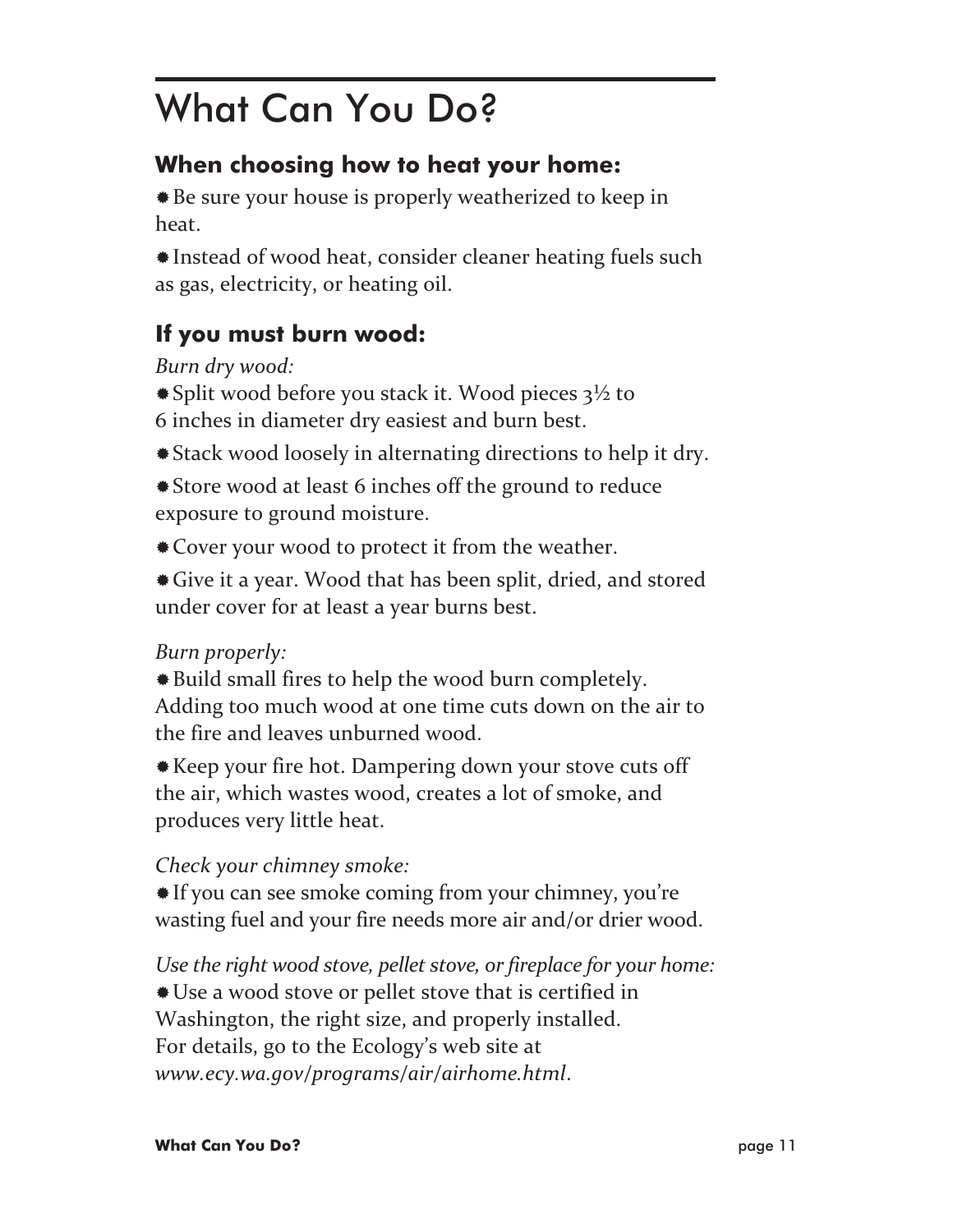# What Can You Do?

## When choosing how to heat your home:

- Be sure your house is properly weatherized to keep in heat.
- Instead of wood heat, consider cleaner heating fuels such as gas, electricity, or heating oil.

## If you must burn wood:

*Burn dry wood:*

- Split wood before you stack it. Wood pieces 3½ to 6 inches in diameter dry easiest and burn best.
- Stack wood loosely in alternating directions to help it dry.
- Store wood at least 6 inches off the ground to reduce exposure to ground moisture.
- Cover your wood to protect it from the weather.
- Give it a year. Wood that has been split, dried, and stored under cover for at least a year burns best.

*Burn properly:*

- Build small fires to help the wood burn completely. Adding too much wood at one time cuts down on the air to the fire and leaves unburned wood.
- Keep your fire hot. Dampering down your stove cuts off the air, which wastes wood, creates a lot of smoke, and produces very little heat.

*Check your chimney smoke:*

- If you can see smoke coming from your chimney, you're wasting fuel and your fire needs more air and/or drier wood.

*Use the right wood stove, pellet stove, or fireplace for your home:*

- Use a wood stove or pellet stove that is certified in Washington, the right size, and properly installed. For details, go to the Ecology's web site at *www.ecy.wa.gov/programs/air/airhome.html*.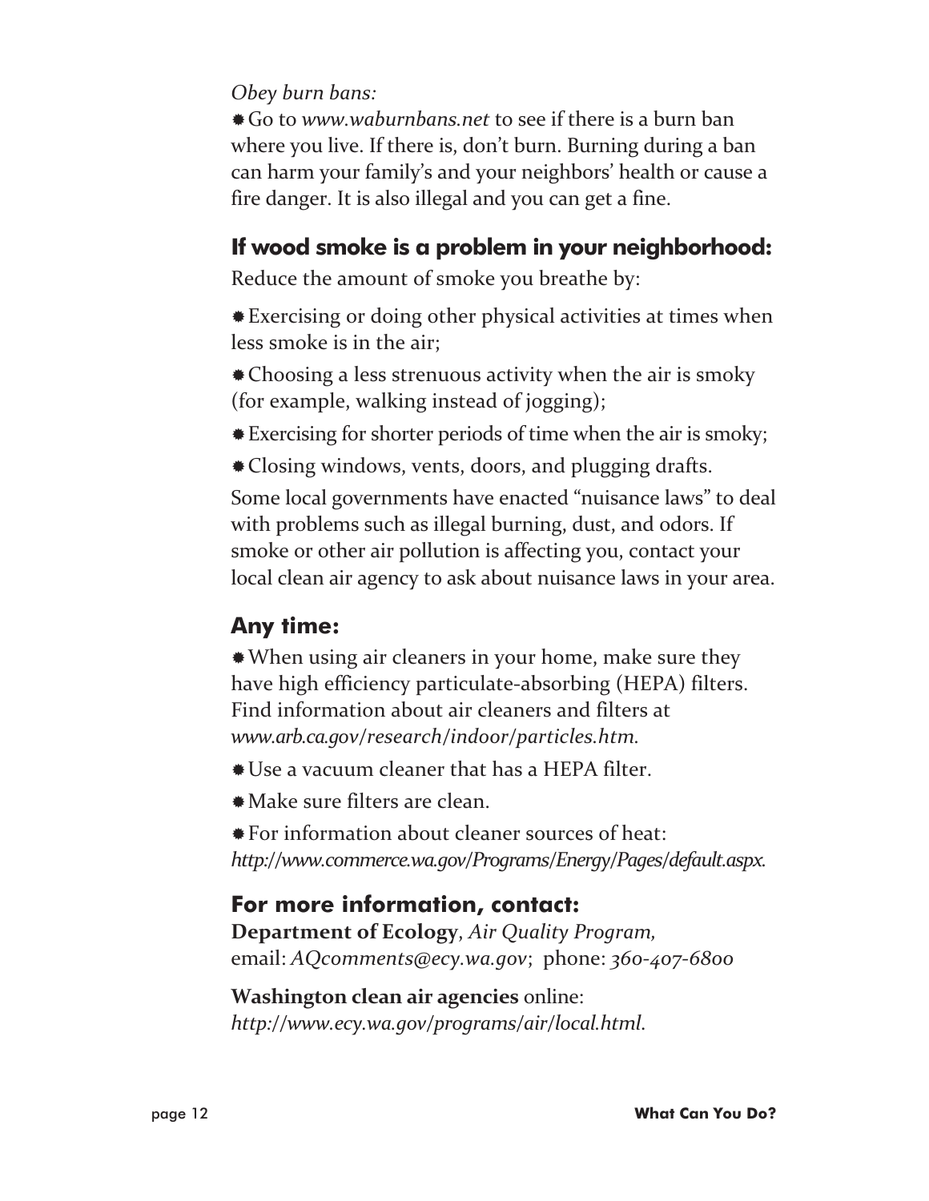*Obey burn bans:*

- Go to *www.waburnbans.net* to see if there is a burn ban where you live. If there is, don't burn. Burning during a ban can harm your family's and your neighbors' health or cause a fire danger. It is also illegal and you can get a fine.

## If wood smoke is a problem in your neighborhood:

Reduce the amount of smoke you breathe by:

- Exercising or doing other physical activities at times when less smoke is in the air;
- Choosing a less strenuous activity when the air is smoky (for example, walking instead of jogging);
- Exercising for shorter periods of time when the air is smoky;
- Closing windows, vents, doors, and plugging drafts.

Some local governments have enacted "nuisance laws" to deal with problems such as illegal burning, dust, and odors. If smoke or other air pollution is affecting you, contact your local clean air agency to ask about nuisance laws in your area.

## Any time:

- When using air cleaners in your home, make sure they have high efficiency particulate-absorbing (HEPA) filters. Find information about air cleaners and filters at *www.arb.ca.gov/research/indoor/particles.htm*.
- Use a vacuum cleaner that has a HEPA filter.
- Make sure filters are clean.
- For information about cleaner sources of heat: *http://www.commerce.wa.gov/Programs/Energy/Pages/default.aspx*.

## For more information, contact:

**Department of Ecology**, *Air Quality Program,*
email: *AQcomments@ecy.wa.gov*; phone: *360-407-6800*

**Washington clean air agencies** online:
*http://www.ecy.wa.gov/programs/air/local.html*.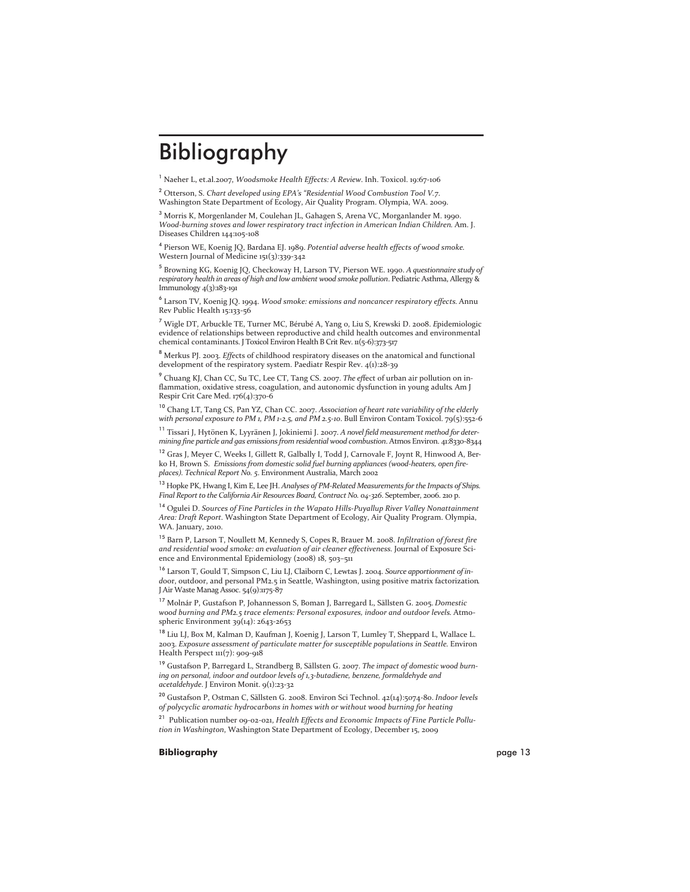# Bibliography

[1] Naeher L, et.al.2007, *Woodsmoke Health Effects: A Review*. Inh. Toxicol. 19:67-106

[2] Otterson, S. *Chart developed using EPA's "Residential Wood Combustion Tool V.7*. Washington State Department of Ecology, Air Quality Program. Olympia, WA. 2009.

[3] Morris K, Morgenlander M, Coulehan JL, Gahagen S, Arena VC, Morganlander M. 1990. *Wood-burning stoves and lower respiratory tract infection in American Indian Children*. Am. J. Diseases Children 144:105-108

[4] Pierson WE, Koenig JQ, Bardana EJ. 1989. *Potential adverse health effects of wood smoke*. Western Journal of Medicine 151(3):339-342

[5] Browning KG, Koenig JQ, Checkoway H, Larson TV, Pierson WE. 1990. *A questionnaire study of respiratory health in areas of high and low ambient wood smoke pollution*. Pediatric Asthma, Allergy & Immunology 4(3):183-191

[6] Larson TV, Koenig JQ. 1994. *Wood smoke: emissions and noncancer respiratory effects*. Annu Rev Public Health 15:133-56

[7] Wigle DT, Arbuckle TE, Turner MC, Bérubé A, Yang o, Liu S, Krewski D. 2008. *Epidemiologic evidence of relationships between reproductive and child health outcomes and environmental chemical contaminants*. J Toxicol Environ Health B Crit Rev. 11(5-6):373-517

[8] Merkus PJ. 2003. *Effects of childhood respiratory diseases on the anatomical and functional development of the respiratory system*. Paediatr Respir Rev. 4(1):28-39

[9] Chuang KJ, Chan CC, Su TC, Lee CT, Tang CS. 2007. *The effect of urban air pollution on inflammation, oxidative stress, coagulation, and autonomic dysfunction in young adults*. Am J Respir Crit Care Med. 176(4):370-6

[10] Chang LT, Tang CS, Pan YZ, Chan CC. 2007. *Association of heart rate variability of the elderly with personal exposure to PM 1, PM 1-2.5, and PM 2.5-10*. Bull Environ Contam Toxicol. 79(5):552-6

[11] Tissari J, Hytönen K, Lyyränen J, Jokiniemi J. 2007. *A novel field measurement method for determining fine particle and gas emissions from residential wood combustion*. Atmos Environ. 41:8330-8344

[12] Gras J, Meyer C, Weeks I, Gillett R, Galbally I, Todd J, Carnovale F, Joynt R, Hinwood A, Berko H, Brown S. *Emissions from domestic solid fuel burning appliances (wood-heaters, open fireplaces). Technical Report No. 5*. Environment Australia, March 2002

[13] Hopke PK, Hwang I, Kim E, Lee JH. *Analyses of PM-Related Measurements for the Impacts of Ships. Final Report to the California Air Resources Board, Contract No. 04-326*. September, 2006. 210 p.

[14] Ogulei D. *Sources of Fine Particles in the Wapato Hills-Puyallup River Valley Nonattainment Area: Draft Report*. Washington State Department of Ecology, Air Quality Program. Olympia, WA. January, 2010.

[15] Barn P, Larson T, Noullett M, Kennedy S, Copes R, Brauer M. 2008. *Infiltration of forest fire and residential wood smoke: an evaluation of air cleaner effectiveness*. Journal of Exposure Science and Environmental Epidemiology (2008) 18, 503–511

[16] Larson T, Gould T, Simpson C, Liu LJ, Claiborn C, Lewtas J. 2004. *Source apportionment of indoor, outdoor, and personal PM2.5 in Seattle, Washington, using positive matrix factorization*. J Air Waste Manag Assoc. 54(9):1175-87

[17] Molnár P, Gustafson P, Johannesson S, Boman J, Barregard L, Sällsten G. 2005. *Domestic wood burning and PM2.5 trace elements: Personal exposures, indoor and outdoor levels*. Atmospheric Environment 39(14): 2643-2653

[18] Liu LJ, Box M, Kalman D, Kaufman J, Koenig J, Larson T, Lumley T, Sheppard L, Wallace L. 2003. *Exposure assessment of particulate matter for susceptible populations in Seattle*. Environ Health Perspect 111(7): 909-918

[19] Gustafson P, Barregard L, Strandberg B, Sällsten G. 2007. *The impact of domestic wood burning on personal, indoor and outdoor levels of 1,3-butadiene, benzene, formaldehyde and acetaldehyde*. J Environ Monit. 9(1):23-32

[20] Gustafson P, Ostman C, Sällsten G. 2008. Environ Sci Technol. 42(14):5074-80. *Indoor levels of polycyclic aromatic hydrocarbons in homes with or without wood burning for heating*

[21] Publication number 09-02-021, *Health Effects and Economic Impacts of Fine Particle Pollution in Washington*, Washington State Department of Ecology, December 15, 2009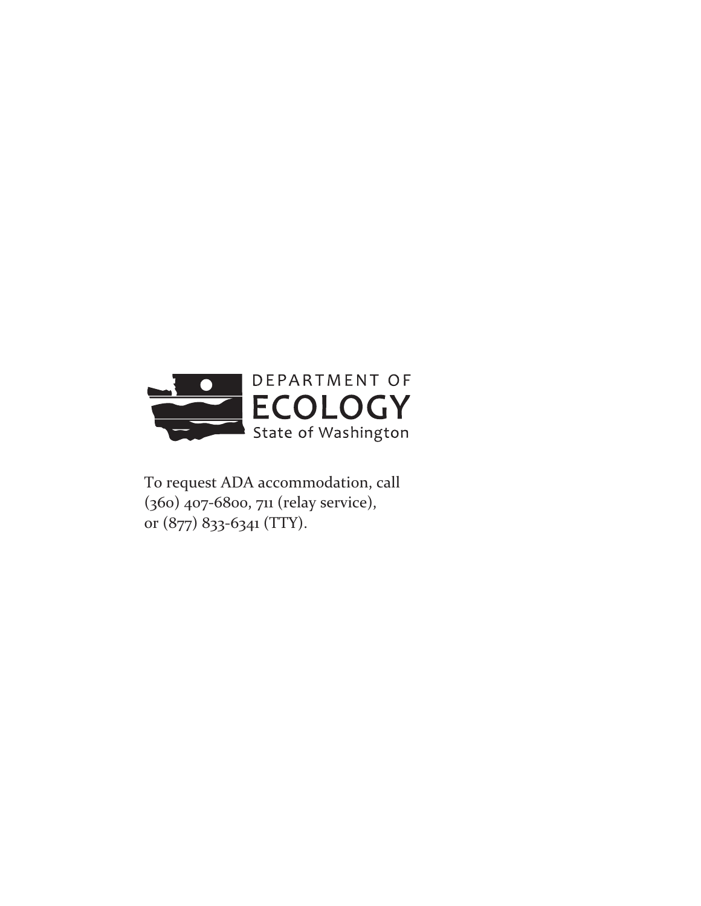DEPARTMENT OF
ECOLOGY
State of Washington

To request ADA accommodation, call (360) 407-6800, 711 (relay service), or (877) 833-6341 (TTY).